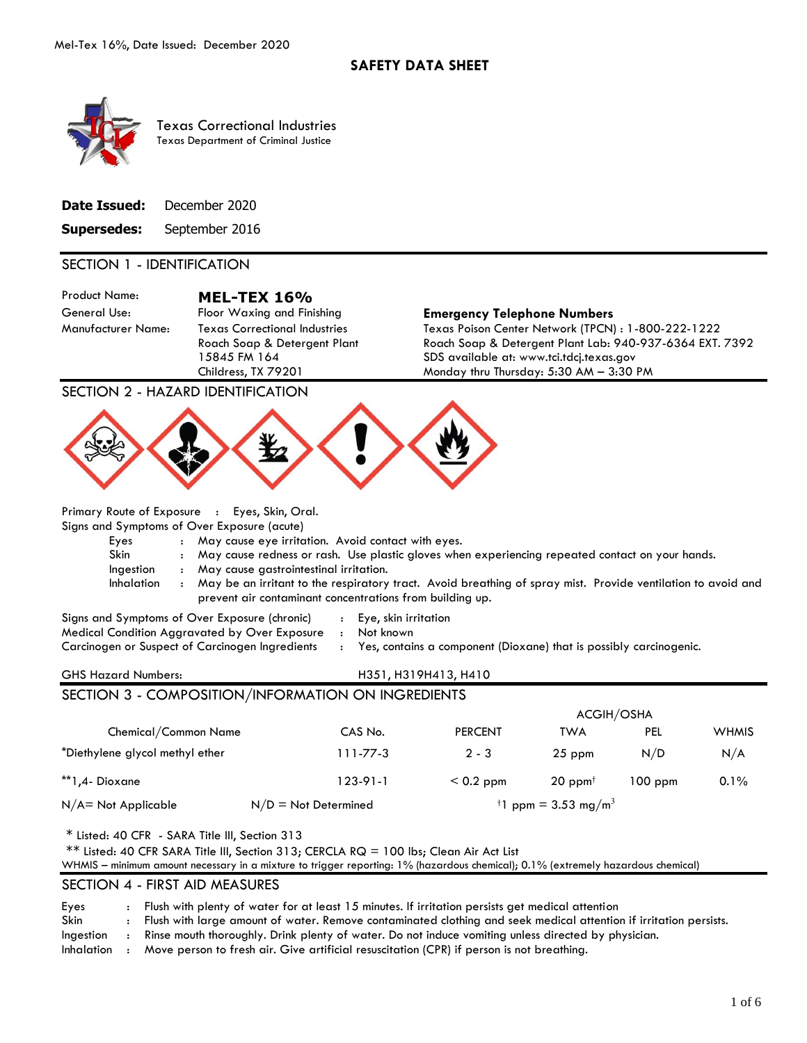# SAFETY DATA SHEET

Texas Correctional Industries
Texas Department of Criminal Justice

**Date Issued:** December 2020

**Supersedes:** September 2016

## SECTION 1 - IDENTIFICATION

Product Name: **MEL-TEX 16%**
General Use: Floor Waxing and Finishing
Manufacturer Name: Texas Correctional Industries
Roach Soap & Detergent Plant
15845 FM 164
Childress, TX 79201

**Emergency Telephone Numbers**
Texas Poison Center Network (TPCN) : 1-800-222-1222
Roach Soap & Detergent Plant Lab: 940-937-6364 EXT. 7392
SDS available at: www.tci.tdcj.texas.gov
Monday thru Thursday: 5:30 AM – 3:30 PM

## SECTION 2 - HAZARD IDENTIFICATION

Primary Route of Exposure : Eyes, Skin, Oral.

Signs and Symptoms of Over Exposure (acute)

- Eyes : May cause eye irritation. Avoid contact with eyes.
- Skin : May cause redness or rash. Use plastic gloves when experiencing repeated contact on your hands.
- Ingestion : May cause gastrointestinal irritation.
- Inhalation : May be an irritant to the respiratory tract. Avoid breathing of spray mist. Provide ventilation to avoid and prevent air contaminant concentrations from building up.

Signs and Symptoms of Over Exposure (chronic) : Eye, skin irritation
Medical Condition Aggravated by Over Exposure : Not known
Carcinogen or Suspect of Carcinogen Ingredients : Yes, contains a component (Dioxane) that is possibly carcinogenic.

GHS Hazard Numbers: H351, H319H413, H410

## SECTION 3 - COMPOSITION/INFORMATION ON INGREDIENTS

| Chemical/Common Name | CAS No. | PERCENT | ACGIH/OSHA TWA | ACGIH/OSHA PEL | WHMIS |
|---|---|---|---|---|---|
| *Diethylene glycol methyl ether | 111-77-3 | 2 - 3 | 25 ppm | N/D | N/A |
| **1,4- Dioxane | 123-91-1 | < 0.2 ppm | 20 ppm† | 100 ppm | 0.1% |

N/A= Not Applicable    N/D = Not Determined    †1 ppm = 3.53 mg/m$^3$

\* Listed: 40 CFR - SARA Title III, Section 313
\** Listed: 40 CFR SARA Title III, Section 313; CERCLA RQ = 100 lbs; Clean Air Act List
WHMIS – minimum amount necessary in a mixture to trigger reporting: 1% (hazardous chemical); 0.1% (extremely hazardous chemical)

## SECTION 4 - FIRST AID MEASURES

- Eyes : Flush with plenty of water for at least 15 minutes. If irritation persists get medical attention
- Skin : Flush with large amount of water. Remove contaminated clothing and seek medical attention if irritation persists.
- Ingestion : Rinse mouth thoroughly. Drink plenty of water. Do not induce vomiting unless directed by physician.
- Inhalation : Move person to fresh air. Give artificial resuscitation (CPR) if person is not breathing.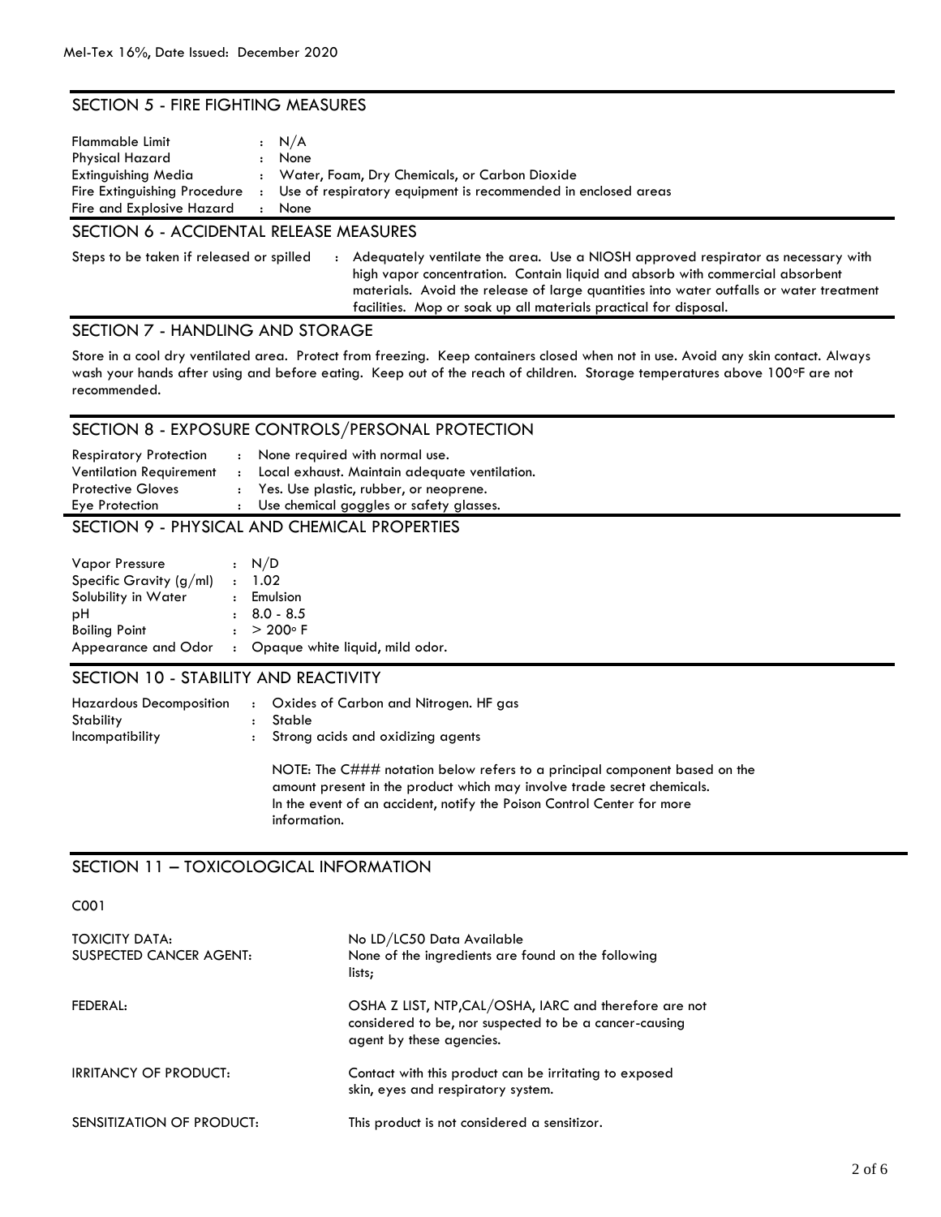## SECTION 5 - FIRE FIGHTING MEASURES

| | | |
|---|---|---|
| Flammable Limit | : | N/A |
| Physical Hazard | : | None |
| Extinguishing Media | : | Water, Foam, Dry Chemicals, or Carbon Dioxide |
| Fire Extinguishing Procedure | : | Use of respiratory equipment is recommended in enclosed areas |
| Fire and Explosive Hazard | : | None |

## SECTION 6 - ACCIDENTAL RELEASE MEASURES

| | | |
|---|---|---|
| Steps to be taken if released or spilled | : | Adequately ventilate the area. Use a NIOSH approved respirator as necessary with high vapor concentration. Contain liquid and absorb with commercial absorbent materials. Avoid the release of large quantities into water outfalls or water treatment facilities. Mop or soak up all materials practical for disposal. |

## SECTION 7 - HANDLING AND STORAGE

Store in a cool dry ventilated area. Protect from freezing. Keep containers closed when not in use. Avoid any skin contact. Always wash your hands after using and before eating. Keep out of the reach of children. Storage temperatures above 100°F are not recommended.

## SECTION 8 - EXPOSURE CONTROLS/PERSONAL PROTECTION

| | | |
|---|---|---|
| Respiratory Protection | : | None required with normal use. |
| Ventilation Requirement | : | Local exhaust. Maintain adequate ventilation. |
| Protective Gloves | : | Yes. Use plastic, rubber, or neoprene. |
| Eye Protection | : | Use chemical goggles or safety glasses. |

## SECTION 9 - PHYSICAL AND CHEMICAL PROPERTIES

| | | |
|---|---|---|
| Vapor Pressure | : | N/D |
| Specific Gravity (g/ml) | : | 1.02 |
| Solubility in Water | : | Emulsion |
| pH | : | 8.0 - 8.5 |
| Boiling Point | : | > 200° F |
| Appearance and Odor | : | Opaque white liquid, mild odor. |

## SECTION 10 - STABILITY AND REACTIVITY

| | | |
|---|---|---|
| Hazardous Decomposition | : | Oxides of Carbon and Nitrogen. HF gas |
| Stability | : | Stable |
| Incompatibility | : | Strong acids and oxidizing agents |

NOTE: The C### notation below refers to a principal component based on the amount present in the product which may involve trade secret chemicals. In the event of an accident, notify the Poison Control Center for more information.

## SECTION 11 – TOXICOLOGICAL INFORMATION

C001

| | |
|---|---|
| TOXICITY DATA: | No LD/LC50 Data Available |
| SUSPECTED CANCER AGENT: | None of the ingredients are found on the following lists; |
| FEDERAL: | OSHA Z LIST, NTP,CAL/OSHA, IARC and therefore are not considered to be, nor suspected to be a cancer-causing agent by these agencies. |
| IRRITANCY OF PRODUCT: | Contact with this product can be irritating to exposed skin, eyes and respiratory system. |
| SENSITIZATION OF PRODUCT: | This product is not considered a sensitizor. |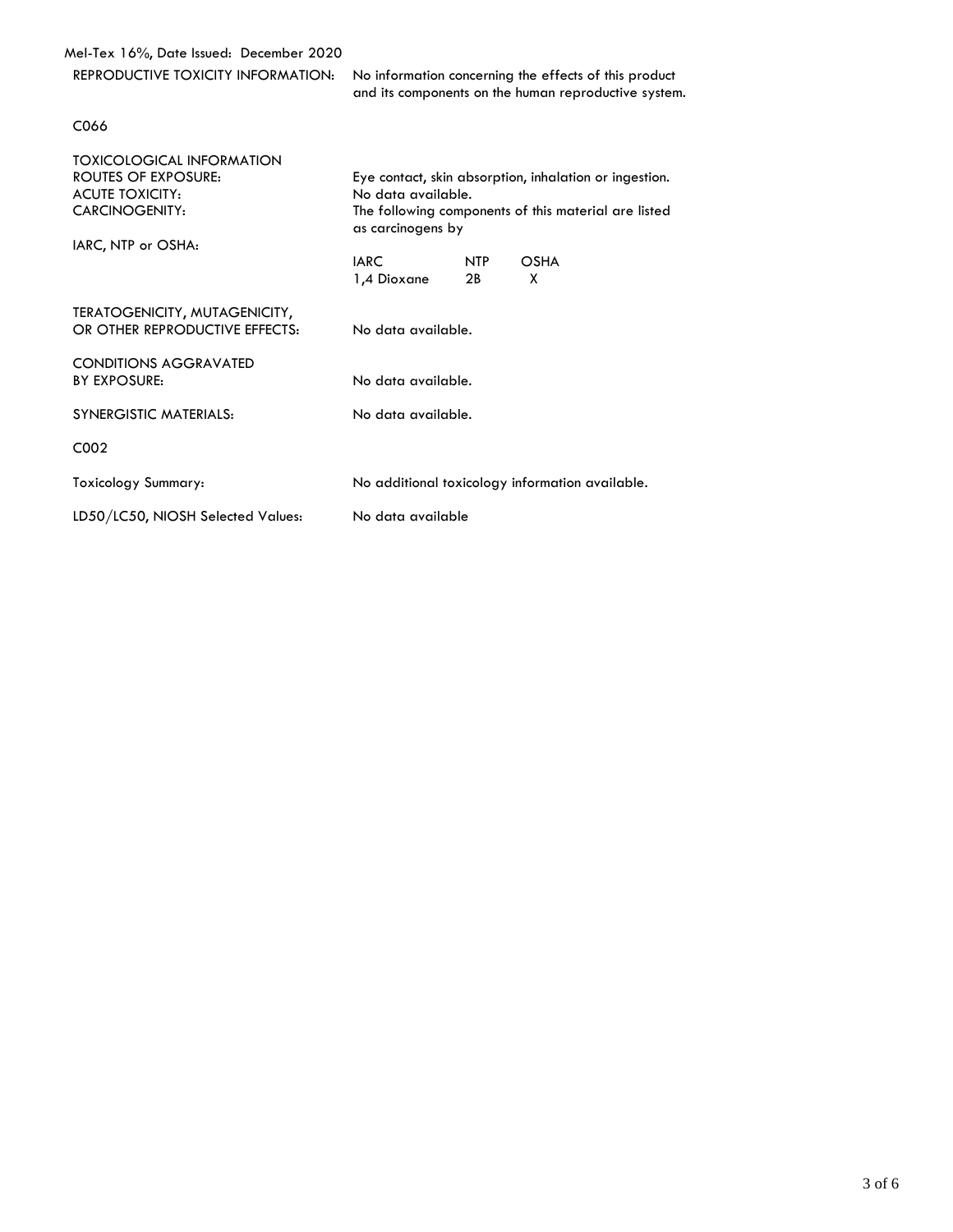REPRODUCTIVE TOXICITY INFORMATION: No information concerning the effects of this product and its components on the human reproductive system.

C066

TOXICOLOGICAL INFORMATION

ROUTES OF EXPOSURE: Eye contact, skin absorption, inhalation or ingestion.

ACUTE TOXICITY: No data available.

CARCINOGENITY: The following components of this material are listed as carcinogens by

IARC, NTP or OSHA:

| IARC | NTP | OSHA |
|---|---|---|
| 1,4 Dioxane | 2B | X |

TERATOGENICITY, MUTAGENICITY, OR OTHER REPRODUCTIVE EFFECTS: No data available.

CONDITIONS AGGRAVATED BY EXPOSURE: No data available.

SYNERGISTIC MATERIALS: No data available.

C002

Toxicology Summary: No additional toxicology information available.

LD50/LC50, NIOSH Selected Values: No data available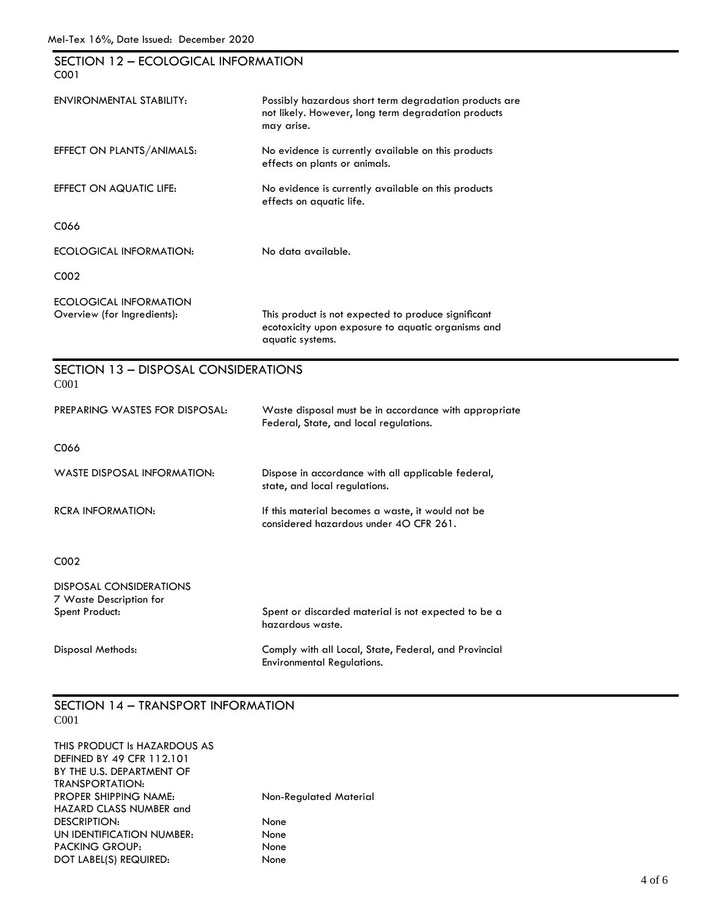## SECTION 12 – ECOLOGICAL INFORMATION

C001

| | |
|---|---|
| ENVIRONMENTAL STABILITY: | Possibly hazardous short term degradation products are not likely. However, long term degradation products may arise. |
| EFFECT ON PLANTS/ANIMALS: | No evidence is currently available on this products effects on plants or animals. |
| EFFECT ON AQUATIC LIFE: | No evidence is currently available on this products effects on aquatic life. |

C066

| | |
|---|---|
| ECOLOGICAL INFORMATION: | No data available. |

C002

| | |
|---|---|
| ECOLOGICAL INFORMATION Overview (for Ingredients): | This product is not expected to produce significant ecotoxicity upon exposure to aquatic organisms and aquatic systems. |

## SECTION 13 – DISPOSAL CONSIDERATIONS

C001

| | |
|---|---|
| PREPARING WASTES FOR DISPOSAL: | Waste disposal must be in accordance with appropriate Federal, State, and local regulations. |

C066

| | |
|---|---|
| WASTE DISPOSAL INFORMATION: | Dispose in accordance with all applicable federal, state, and local regulations. |
| RCRA INFORMATION: | If this material becomes a waste, it would not be considered hazardous under 40 CFR 261. |

C002

| | |
|---|---|
| DISPOSAL CONSIDERATIONS 7 Waste Description for Spent Product: | Spent or discarded material is not expected to be a hazardous waste. |
| Disposal Methods: | Comply with all Local, State, Federal, and Provincial Environmental Regulations. |

## SECTION 14 – TRANSPORT INFORMATION

C001

| | |
|---|---|
| THIS PRODUCT Is HAZARDOUS AS DEFINED BY 49 CFR 112.101 BY THE U.S. DEPARTMENT OF TRANSPORTATION: | |
| PROPER SHIPPING NAME: | Non-Regulated Material |
| HAZARD CLASS NUMBER and DESCRIPTION: | None |
| UN IDENTIFICATION NUMBER: | None |
| PACKING GROUP: | None |
| DOT LABEL(S) REQUIRED: | None |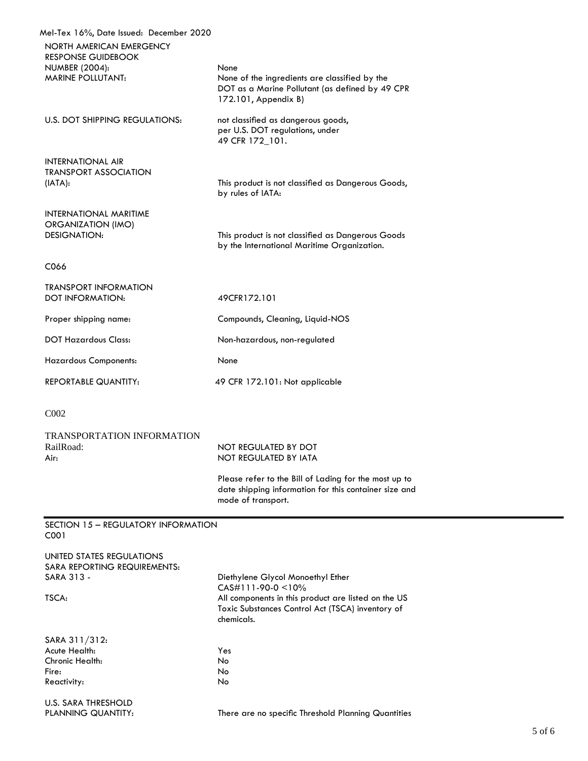Mel-Tex 16%, Date Issued: December 2020

| | |
|---|---|
| NORTH AMERICAN EMERGENCY RESPONSE GUIDEBOOK NUMBER (2004): | None |
| MARINE POLLUTANT: | None of the ingredients are classified by the DOT as a Marine Pollutant (as defined by 49 CPR 172.101, Appendix B) |
| U.S. DOT SHIPPING REGULATIONS: | not classified as dangerous goods, per U.S. DOT regulations, under 49 CFR 172_101. |
| INTERNATIONAL AIR TRANSPORT ASSOCIATION (IATA): | This product is not classified as Dangerous Goods, by rules of IATA: |
| INTERNATIONAL MARITIME ORGANIZATION (IMO) DESIGNATION: | This product is not classified as Dangerous Goods by the International Maritime Organization. |

C066

| | |
|---|---|
| TRANSPORT INFORMATION DOT INFORMATION: | 49CFR172.101 |
| Proper shipping name: | Compounds, Cleaning, Liquid-NOS |
| DOT Hazardous Class: | Non-hazardous, non-regulated |
| Hazardous Components: | None |
| REPORTABLE QUANTITY: | 49 CFR 172.101: Not applicable |

C002

TRANSPORTATION INFORMATION

| | |
|---|---|
| RailRoad: | NOT REGULATED BY DOT |
| Air: | NOT REGULATED BY IATA |

Please refer to the Bill of Lading for the most up to date shipping information for this container size and mode of transport.

## SECTION 15 – REGULATORY INFORMATION

C001

UNITED STATES REGULATIONS
SARA REPORTING REQUIREMENTS:

| | |
|---|---|
| SARA 313 - | Diethylene Glycol Monoethyl Ether CAS#111-90-0 <10% |
| TSCA: | All components in this product are listed on the US Toxic Substances Control Act (TSCA) inventory of chemicals. |

SARA 311/312:

| | |
|---|---|
| Acute Health: | Yes |
| Chronic Health: | No |
| Fire: | No |
| Reactivity: | No |

| | |
|---|---|
| U.S. SARA THRESHOLD PLANNING QUANTITY: | There are no specific Threshold Planning Quantities |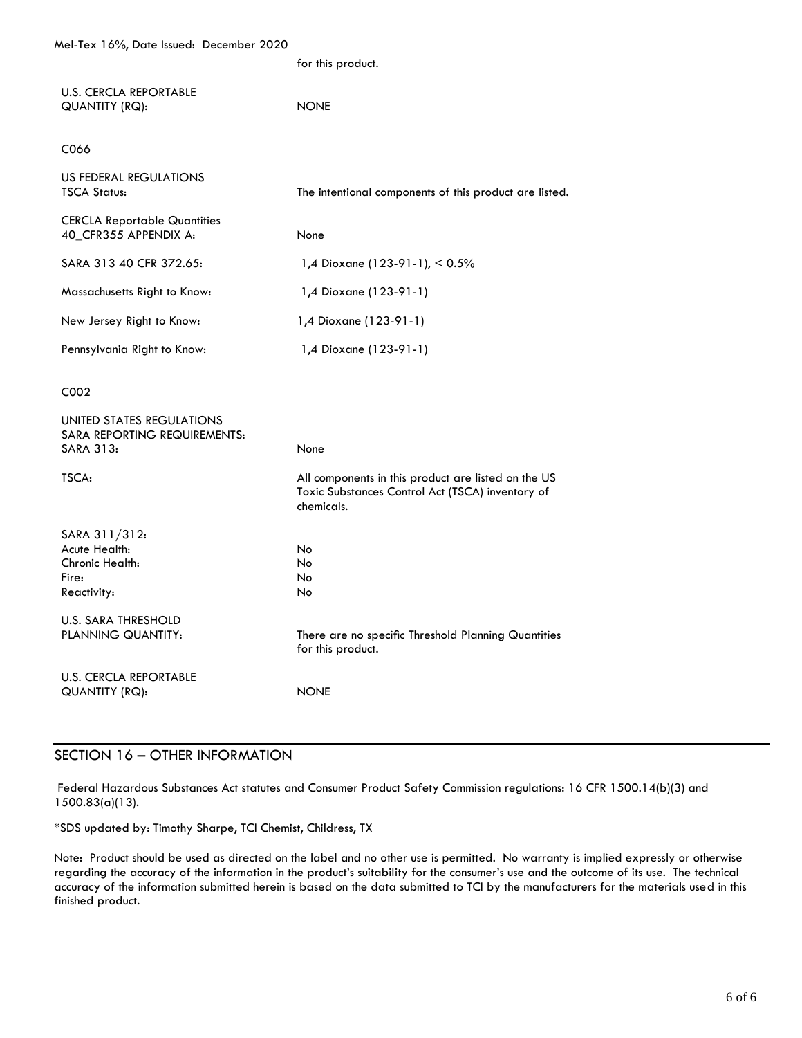for this product.

| | |
|---|---|
| U.S. CERCLA REPORTABLE QUANTITY (RQ): | NONE |

C066

| | |
|---|---|
| US FEDERAL REGULATIONS TSCA Status: | The intentional components of this product are listed. |
| CERCLA Reportable Quantities 40_CFR355 APPENDIX A: | None |
| SARA 313 40 CFR 372.65: | 1,4 Dioxane (123-91-1), < 0.5% |
| Massachusetts Right to Know: | 1,4 Dioxane (123-91-1) |
| New Jersey Right to Know: | 1,4 Dioxane (123-91-1) |
| Pennsylvania Right to Know: | 1,4 Dioxane (123-91-1) |

C002

| | |
|---|---|
| UNITED STATES REGULATIONS SARA REPORTING REQUIREMENTS: SARA 313: | None |
| TSCA: | All components in this product are listed on the US Toxic Substances Control Act (TSCA) inventory of chemicals. |
| SARA 311/312: | |
| Acute Health: | No |
| Chronic Health: | No |
| Fire: | No |
| Reactivity: | No |
| U.S. SARA THRESHOLD PLANNING QUANTITY: | There are no specific Threshold Planning Quantities for this product. |
| U.S. CERCLA REPORTABLE QUANTITY (RQ): | NONE |

## SECTION 16 – OTHER INFORMATION

Federal Hazardous Substances Act statutes and Consumer Product Safety Commission regulations: 16 CFR 1500.14(b)(3) and 1500.83(a)(13).

*SDS updated by: Timothy Sharpe, TCI Chemist, Childress, TX

Note: Product should be used as directed on the label and no other use is permitted. No warranty is implied expressly or otherwise regarding the accuracy of the information in the product's suitability for the consumer's use and the outcome of its use. The technical accuracy of the information submitted herein is based on the data submitted to TCI by the manufacturers for the materials used in this finished product.